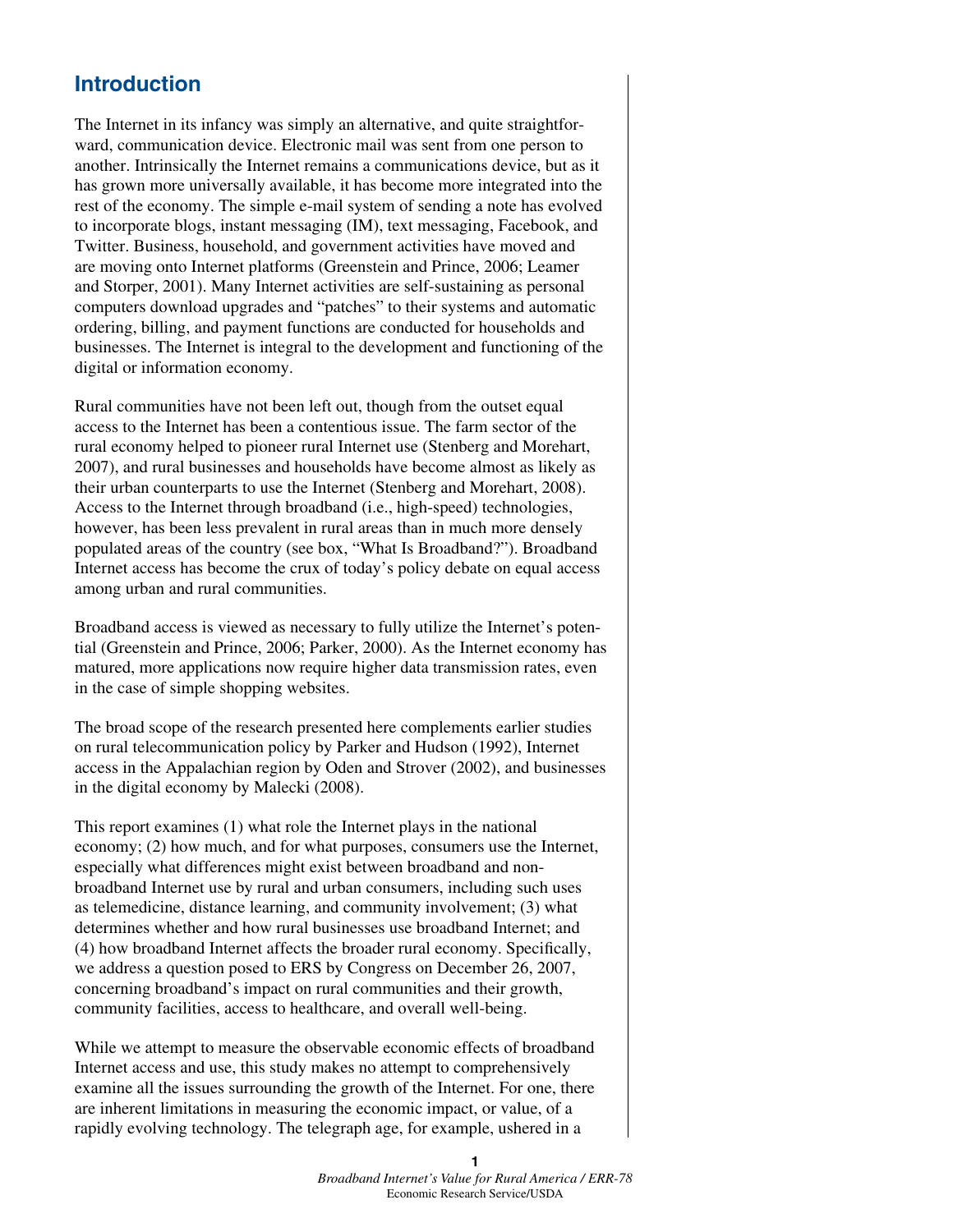## Introduction

The Internet in its infancy was simply an alternative, and quite straightforward, communication device. Electronic mail was sent from one person to another. Intrinsically the Internet remains a communications device, but as it has grown more universally available, it has become more integrated into the rest of the economy. The simple e-mail system of sending a note has evolved to incorporate blogs, instant messaging (IM), text messaging, Facebook, and Twitter. Business, household, and government activities have moved and are moving onto Internet platforms (Greenstein and Prince, 2006; Leamer and Storper, 2001). Many Internet activities are self-sustaining as personal computers download upgrades and "patches" to their systems and automatic ordering, billing, and payment functions are conducted for households and businesses. The Internet is integral to the development and functioning of the digital or information economy.

Rural communities have not been left out, though from the outset equal access to the Internet has been a contentious issue. The farm sector of the rural economy helped to pioneer rural Internet use (Stenberg and Morehart, 2007), and rural businesses and households have become almost as likely as their urban counterparts to use the Internet (Stenberg and Morehart, 2008). Access to the Internet through broadband (i.e., high-speed) technologies, however, has been less prevalent in rural areas than in much more densely populated areas of the country (see box, "What Is Broadband?"). Broadband Internet access has become the crux of today's policy debate on equal access among urban and rural communities.

Broadband access is viewed as necessary to fully utilize the Internet's potential (Greenstein and Prince, 2006; Parker, 2000). As the Internet economy has matured, more applications now require higher data transmission rates, even in the case of simple shopping websites.

The broad scope of the research presented here complements earlier studies on rural telecommunication policy by Parker and Hudson (1992), Internet access in the Appalachian region by Oden and Strover (2002), and businesses in the digital economy by Malecki (2008).

This report examines (1) what role the Internet plays in the national economy; (2) how much, and for what purposes, consumers use the Internet, especially what differences might exist between broadband and non-broadband Internet use by rural and urban consumers, including such uses as telemedicine, distance learning, and community involvement; (3) what determines whether and how rural businesses use broadband Internet; and (4) how broadband Internet affects the broader rural economy. Specifically, we address a question posed to ERS by Congress on December 26, 2007, concerning broadband's impact on rural communities and their growth, community facilities, access to healthcare, and overall well-being.

While we attempt to measure the observable economic effects of broadband Internet access and use, this study makes no attempt to comprehensively examine all the issues surrounding the growth of the Internet. For one, there are inherent limitations in measuring the economic impact, or value, of a rapidly evolving technology. The telegraph age, for example, ushered in a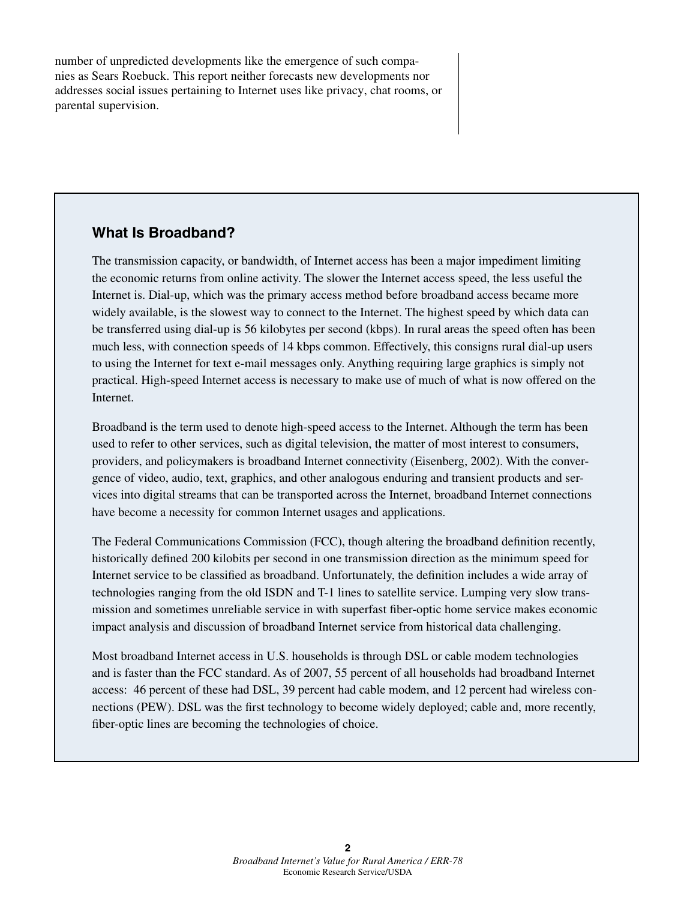number of unpredicted developments like the emergence of such companies as Sears Roebuck. This report neither forecasts new developments nor addresses social issues pertaining to Internet uses like privacy, chat rooms, or parental supervision.

## What Is Broadband?

The transmission capacity, or bandwidth, of Internet access has been a major impediment limiting the economic returns from online activity. The slower the Internet access speed, the less useful the Internet is. Dial-up, which was the primary access method before broadband access became more widely available, is the slowest way to connect to the Internet. The highest speed by which data can be transferred using dial-up is 56 kilobytes per second (kbps). In rural areas the speed often has been much less, with connection speeds of 14 kbps common. Effectively, this consigns rural dial-up users to using the Internet for text e-mail messages only. Anything requiring large graphics is simply not practical. High-speed Internet access is necessary to make use of much of what is now offered on the Internet.

Broadband is the term used to denote high-speed access to the Internet. Although the term has been used to refer to other services, such as digital television, the matter of most interest to consumers, providers, and policymakers is broadband Internet connectivity (Eisenberg, 2002). With the convergence of video, audio, text, graphics, and other analogous enduring and transient products and services into digital streams that can be transported across the Internet, broadband Internet connections have become a necessity for common Internet usages and applications.

The Federal Communications Commission (FCC), though altering the broadband definition recently, historically defined 200 kilobits per second in one transmission direction as the minimum speed for Internet service to be classified as broadband. Unfortunately, the definition includes a wide array of technologies ranging from the old ISDN and T-1 lines to satellite service. Lumping very slow transmission and sometimes unreliable service in with superfast fiber-optic home service makes economic impact analysis and discussion of broadband Internet service from historical data challenging.

Most broadband Internet access in U.S. households is through DSL or cable modem technologies and is faster than the FCC standard. As of 2007, 55 percent of all households had broadband Internet access: 46 percent of these had DSL, 39 percent had cable modem, and 12 percent had wireless connections (PEW). DSL was the first technology to become widely deployed; cable and, more recently, fiber-optic lines are becoming the technologies of choice.